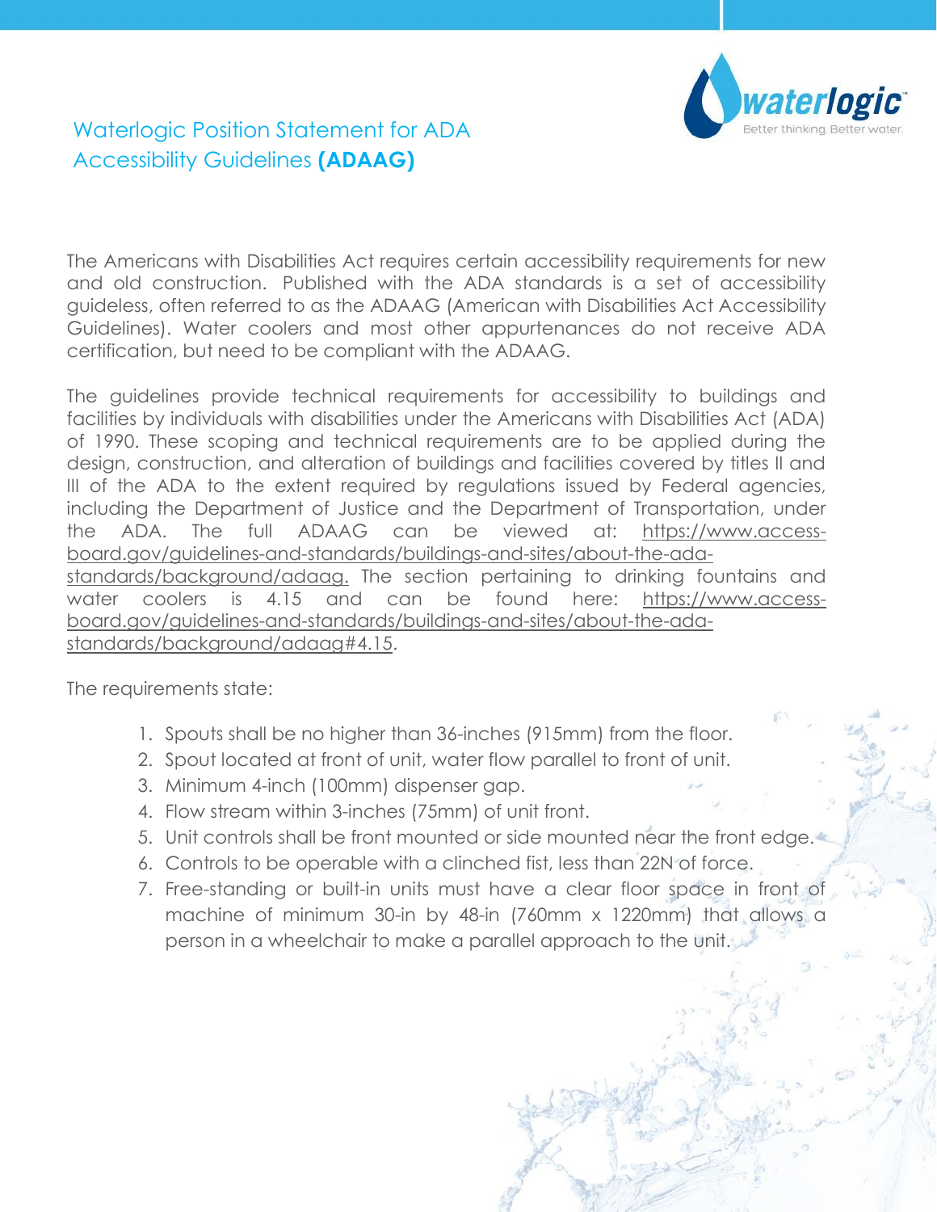# Waterlogic Position Statement for ADA Accessibility Guidelines **(ADAAG)**

The Americans with Disabilities Act requires certain accessibility requirements for new and old construction. Published with the ADA standards is a set of accessibility guideless, often referred to as the ADAAG (American with Disabilities Act Accessibility Guidelines). Water coolers and most other appurtenances do not receive ADA certification, but need to be compliant with the ADAAG.

The guidelines provide technical requirements for accessibility to buildings and facilities by individuals with disabilities under the Americans with Disabilities Act (ADA) of 1990. These scoping and technical requirements are to be applied during the design, construction, and alteration of buildings and facilities covered by titles II and III of the ADA to the extent required by regulations issued by Federal agencies, including the Department of Justice and the Department of Transportation, under the ADA. The full ADAAG can be viewed at: https://www.access-board.gov/guidelines-and-standards/buildings-and-sites/about-the-ada-standards/background/adaag. The section pertaining to drinking fountains and water coolers is 4.15 and can be found here: https://www.access-board.gov/guidelines-and-standards/buildings-and-sites/about-the-ada-standards/background/adaag#4.15.

The requirements state:

1. Spouts shall be no higher than 36-inches (915mm) from the floor.
2. Spout located at front of unit, water flow parallel to front of unit.
3. Minimum 4-inch (100mm) dispenser gap.
4. Flow stream within 3-inches (75mm) of unit front.
5. Unit controls shall be front mounted or side mounted near the front edge.
6. Controls to be operable with a clinched fist, less than 22N of force.
7. Free-standing or built-in units must have a clear floor space in front of machine of minimum 30-in by 48-in (760mm x 1220mm) that allows a person in a wheelchair to make a parallel approach to the unit.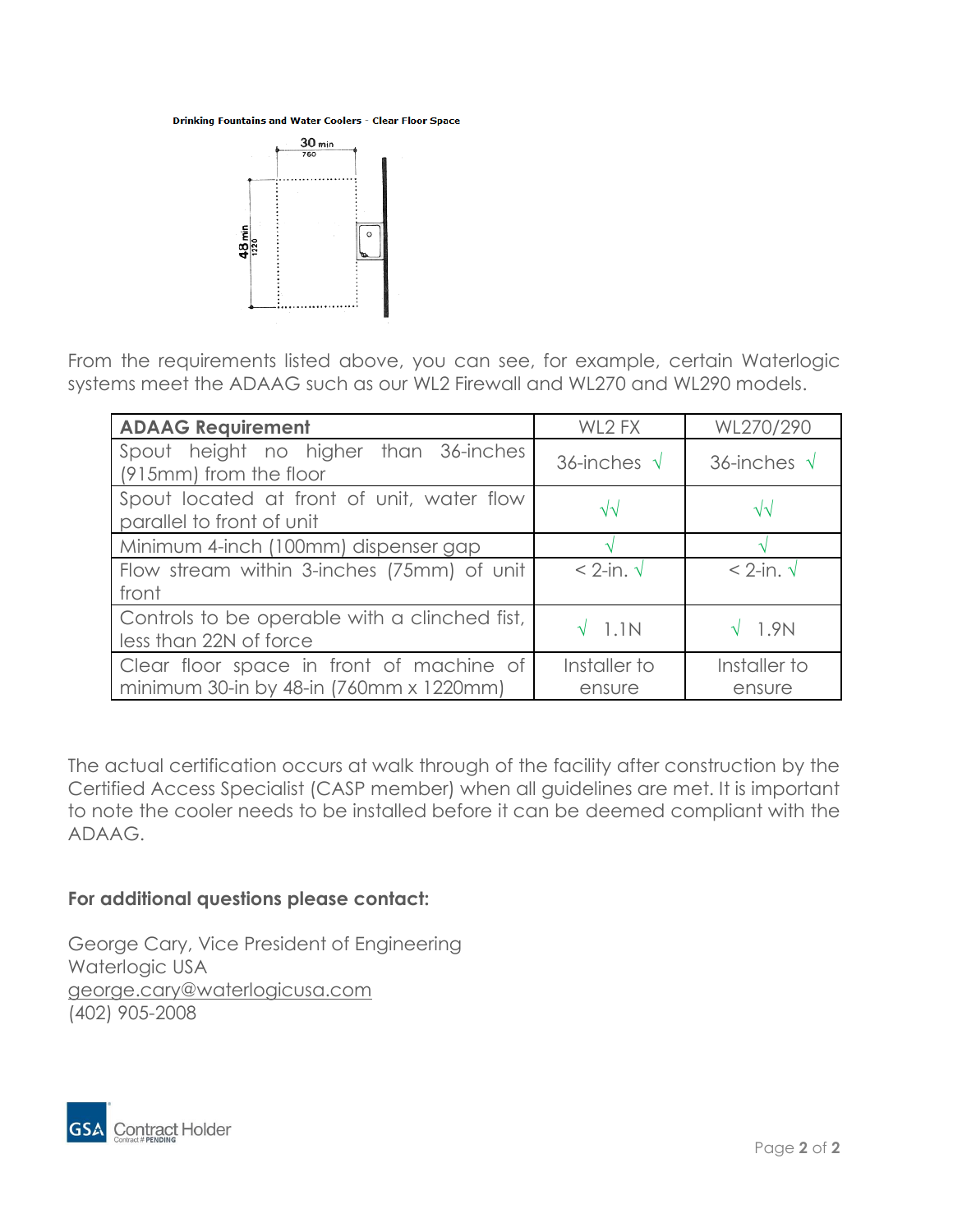**Drinking Fountains and Water Coolers - Clear Floor Space**

30 min
760

48 min
1220

From the requirements listed above, you can see, for example, certain Waterlogic systems meet the ADAAG such as our WL2 Firewall and WL270 and WL290 models.

| ADAAG Requirement | WL2 FX | WL270/290 |
| --- | --- | --- |
| Spout height no higher than 36-inches (915mm) from the floor | 36-inches √ | 36-inches √ |
| Spout located at front of unit, water flow parallel to front of unit | √√ | √√ |
| Minimum 4-inch (100mm) dispenser gap | √ | √ |
| Flow stream within 3-inches (75mm) of unit front | < 2-in. √ | < 2-in. √ |
| Controls to be operable with a clinched fist, less than 22N of force | √ 1.1N | √ 1.9N |
| Clear floor space in front of machine of minimum 30-in by 48-in (760mm x 1220mm) | Installer to ensure | Installer to ensure |

The actual certification occurs at walk through of the facility after construction by the Certified Access Specialist (CASP member) when all guidelines are met. It is important to note the cooler needs to be installed before it can be deemed compliant with the ADAAG.

**For additional questions please contact:**

George Cary, Vice President of Engineering
Waterlogic USA
george.cary@waterlogicusa.com
(402) 905-2008

GSA Contract Holder
Contract # PENDING